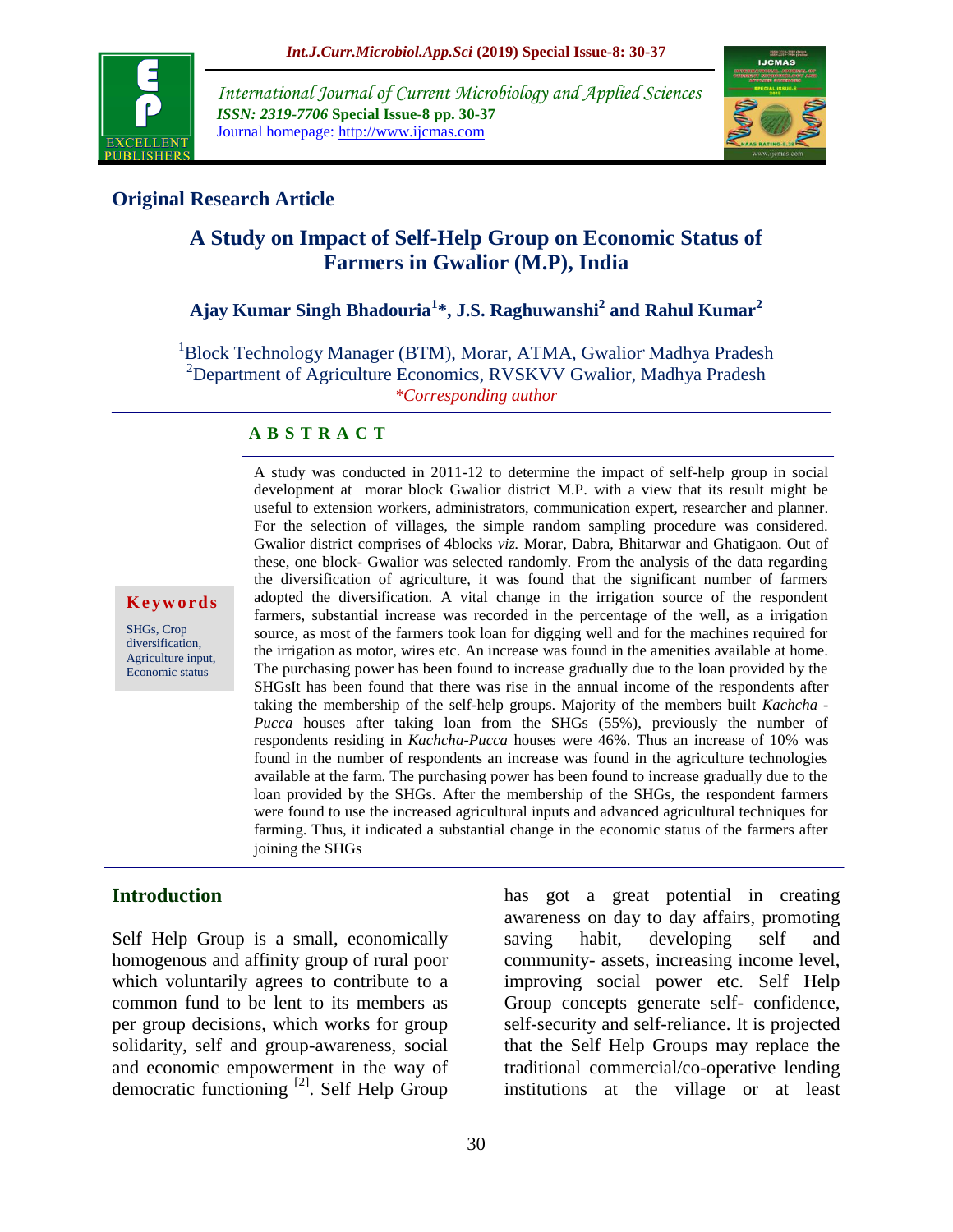## Original Research Article

# A Study on Impact of Self-Help Group on Economic Status of Farmers in Gwalior (M.P), India

**Ajay Kumar Singh Bhadouria[1]*, J.S. Raghuwanshi[2] and Rahul Kumar[2]**

[1]Block Technology Manager (BTM), Morar, ATMA, Gwalior Madhya Pradesh
[2]Department of Agriculture Economics, RVSKVV Gwalior, Madhya Pradesh

*\*Corresponding author*

**Keywords**

SHGs, Crop diversification, Agriculture input, Economic status

**A B S T R A C T**

A study was conducted in 2011-12 to determine the impact of self-help group in social development at morar block Gwalior district M.P. with a view that its result might be useful to extension workers, administrators, communication expert, researcher and planner. For the selection of villages, the simple random sampling procedure was considered. Gwalior district comprises of 4blocks *viz.* Morar, Dabra, Bhitarwar and Ghatigaon. Out of these, one block- Gwalior was selected randomly. From the analysis of the data regarding the diversification of agriculture, it was found that the significant number of farmers adopted the diversification. A vital change in the irrigation source of the respondent farmers, substantial increase was recorded in the percentage of the well, as a irrigation source, as most of the farmers took loan for digging well and for the machines required for the irrigation as motor, wires etc. An increase was found in the amenities available at home. The purchasing power has been found to increase gradually due to the loan provided by the SHGsIt has been found that there was rise in the annual income of the respondents after taking the membership of the self-help groups. Majority of the members built *Kachcha -Pucca* houses after taking loan from the SHGs (55%), previously the number of respondents residing in *Kachcha-Pucca* houses were 46%. Thus an increase of 10% was found in the number of respondents an increase was found in the agriculture technologies available at the farm. The purchasing power has been found to increase gradually due to the loan provided by the SHGs. After the membership of the SHGs, the respondent farmers were found to use the increased agricultural inputs and advanced agricultural techniques for farming. Thus, it indicated a substantial change in the economic status of the farmers after joining the SHGs

## Introduction

Self Help Group is a small, economically homogenous and affinity group of rural poor which voluntarily agrees to contribute to a common fund to be lent to its members as per group decisions, which works for group solidarity, self and group-awareness, social and economic empowerment in the way of democratic functioning [2]. Self Help Group has got a great potential in creating awareness on day to day affairs, promoting saving habit, developing self and community- assets, increasing income level, improving social power etc. Self Help Group concepts generate self- confidence, self-security and self-reliance. It is projected that the Self Help Groups may replace the traditional commercial/co-operative lending institutions at the village or at least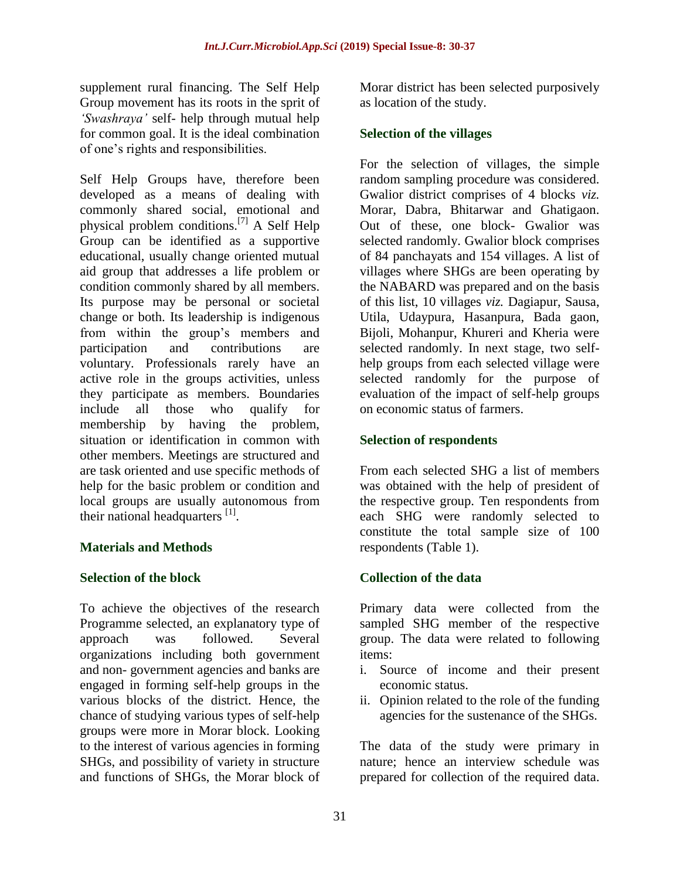supplement rural financing. The Self Help Group movement has its roots in the sprit of *'Swashraya'* self- help through mutual help for common goal. It is the ideal combination of one's rights and responsibilities.

Self Help Groups have, therefore been developed as a means of dealing with commonly shared social, emotional and physical problem conditions.[7] A Self Help Group can be identified as a supportive educational, usually change oriented mutual aid group that addresses a life problem or condition commonly shared by all members. Its purpose may be personal or societal change or both. Its leadership is indigenous from within the group's members and participation and contributions are voluntary. Professionals rarely have an active role in the groups activities, unless they participate as members. Boundaries include all those who qualify for membership by having the problem, situation or identification in common with other members. Meetings are structured and are task oriented and use specific methods of help for the basic problem or condition and local groups are usually autonomous from their national headquarters [1].

## Materials and Methods

### Selection of the block

To achieve the objectives of the research Programme selected, an explanatory type of approach was followed. Several organizations including both government and non- government agencies and banks are engaged in forming self-help groups in the various blocks of the district. Hence, the chance of studying various types of self-help groups were more in Morar block. Looking to the interest of various agencies in forming SHGs, and possibility of variety in structure and functions of SHGs, the Morar block of Morar district has been selected purposively as location of the study.

### Selection of the villages

For the selection of villages, the simple random sampling procedure was considered. Gwalior district comprises of 4 blocks *viz.* Morar, Dabra, Bhitarwar and Ghatigaon. Out of these, one block- Gwalior was selected randomly. Gwalior block comprises of 84 panchayats and 154 villages. A list of villages where SHGs are been operating by the NABARD was prepared and on the basis of this list, 10 villages *viz.* Dagiapur, Sausa, Utila, Udaypura, Hasanpura, Bada gaon, Bijoli, Mohanpur, Khureri and Kheria were selected randomly. In next stage, two self-help groups from each selected village were selected randomly for the purpose of evaluation of the impact of self-help groups on economic status of farmers.

### Selection of respondents

From each selected SHG a list of members was obtained with the help of president of the respective group. Ten respondents from each SHG were randomly selected to constitute the total sample size of 100 respondents (Table 1).

### Collection of the data

Primary data were collected from the sampled SHG member of the respective group. The data were related to following items:

i. Source of income and their present economic status.
ii. Opinion related to the role of the funding agencies for the sustenance of the SHGs.

The data of the study were primary in nature; hence an interview schedule was prepared for collection of the required data.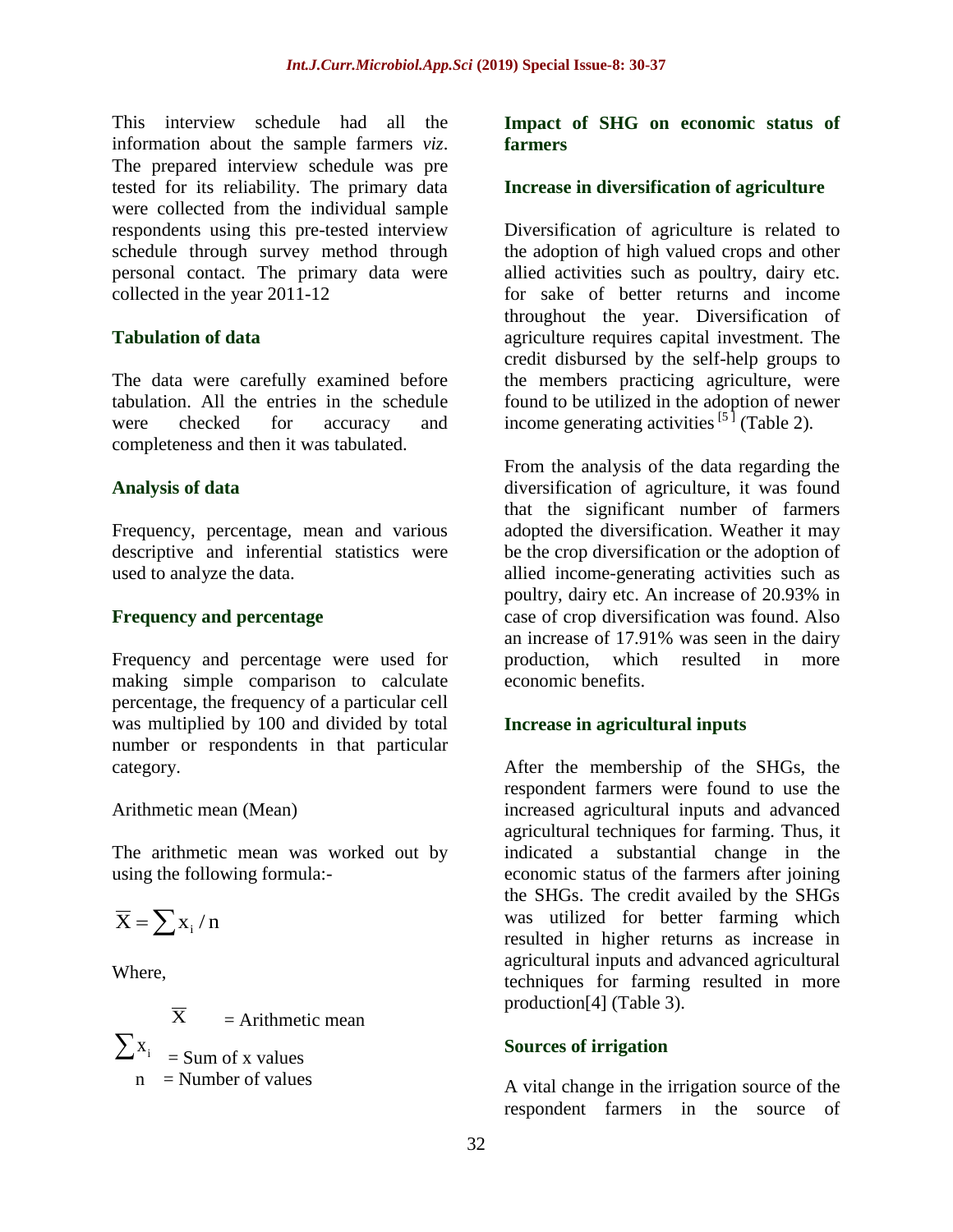This interview schedule had all the information about the sample farmers *viz*. The prepared interview schedule was pre tested for its reliability. The primary data were collected from the individual sample respondents using this pre-tested interview schedule through survey method through personal contact. The primary data were collected in the year 2011-12

**Tabulation of data**

The data were carefully examined before tabulation. All the entries in the schedule were checked for accuracy and completeness and then it was tabulated.

**Analysis of data**

Frequency, percentage, mean and various descriptive and inferential statistics were used to analyze the data.

**Frequency and percentage**

Frequency and percentage were used for making simple comparison to calculate percentage, the frequency of a particular cell was multiplied by 100 and divided by total number or respondents in that particular category.

Arithmetic mean (Mean)

The arithmetic mean was worked out by using the following formula:-

$$\overline{X} = \sum x_i / n$$

Where,

$\overline{X}$ = Arithmetic mean

$\sum x_i$ = Sum of x values

n = Number of values

**Impact of SHG on economic status of farmers**

**Increase in diversification of agriculture**

Diversification of agriculture is related to the adoption of high valued crops and other allied activities such as poultry, dairy etc. for sake of better returns and income throughout the year. Diversification of agriculture requires capital investment. The credit disbursed by the self-help groups to the members practicing agriculture, were found to be utilized in the adoption of newer income generating activities [5] (Table 2).

From the analysis of the data regarding the diversification of agriculture, it was found that the significant number of farmers adopted the diversification. Weather it may be the crop diversification or the adoption of allied income-generating activities such as poultry, dairy etc. An increase of 20.93% in case of crop diversification was found. Also an increase of 17.91% was seen in the dairy production, which resulted in more economic benefits.

**Increase in agricultural inputs**

After the membership of the SHGs, the respondent farmers were found to use the increased agricultural inputs and advanced agricultural techniques for farming. Thus, it indicated a substantial change in the economic status of the farmers after joining the SHGs. The credit availed by the SHGs was utilized for better farming which resulted in higher returns as increase in agricultural inputs and advanced agricultural techniques for farming resulted in more production[4] (Table 3).

**Sources of irrigation**

A vital change in the irrigation source of the respondent farmers in the source of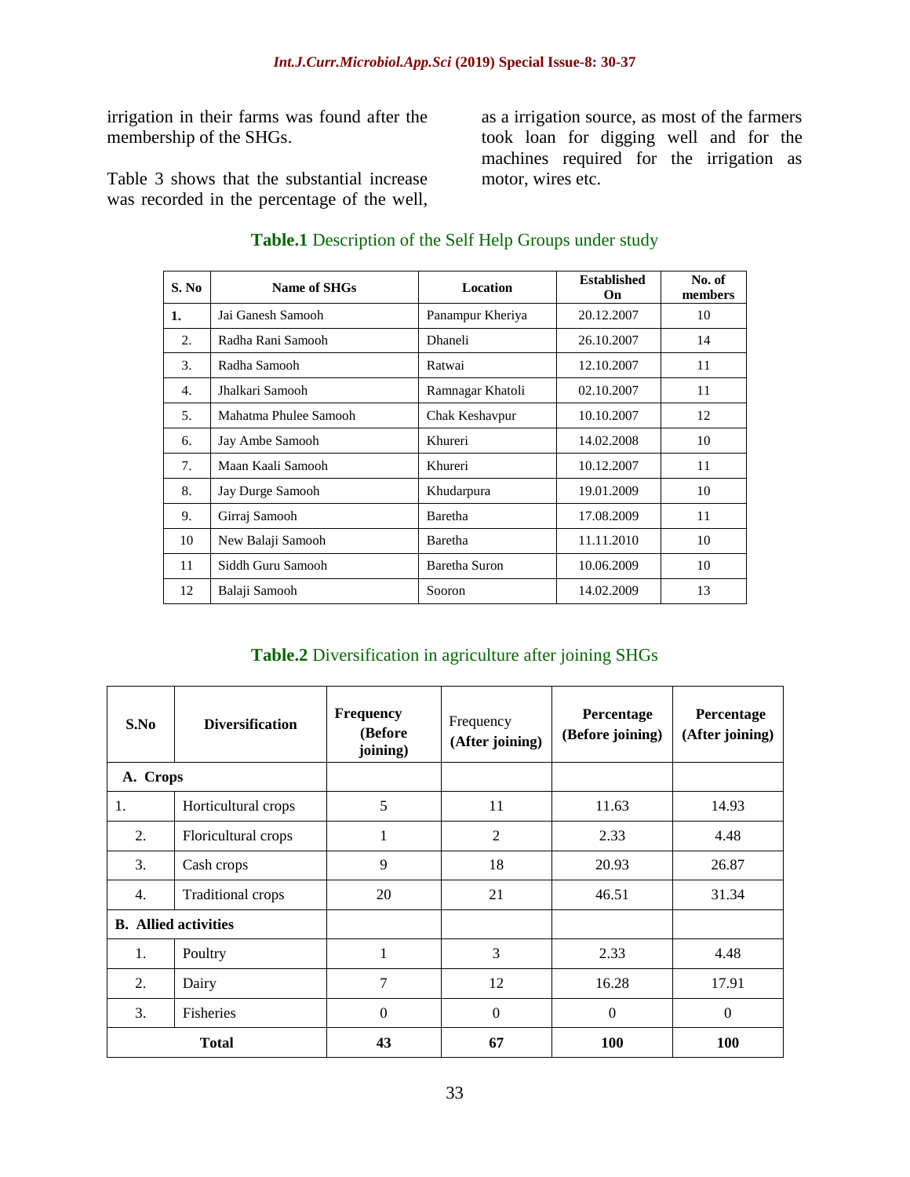irrigation in their farms was found after the membership of the SHGs.

Table 3 shows that the substantial increase was recorded in the percentage of the well, as a irrigation source, as most of the farmers took loan for digging well and for the machines required for the irrigation as motor, wires etc.

**Table.1** Description of the Self Help Groups under study

| S. No | Name of SHGs | Location | Established On | No. of members |
|---|---|---|---|---|
| **1.** | Jai Ganesh Samooh | Panampur Kheriya | 20.12.2007 | 10 |
| 2. | Radha Rani Samooh | Dhaneli | 26.10.2007 | 14 |
| 3. | Radha Samooh | Ratwai | 12.10.2007 | 11 |
| 4. | Jhalkari Samooh | Ramnagar Khatoli | 02.10.2007 | 11 |
| 5. | Mahatma Phulee Samooh | Chak Keshavpur | 10.10.2007 | 12 |
| 6. | Jay Ambe Samooh | Khureri | 14.02.2008 | 10 |
| 7. | Maan Kaali Samooh | Khureri | 10.12.2007 | 11 |
| 8. | Jay Durge Samooh | Khudarpura | 19.01.2009 | 10 |
| 9. | Girraj Samooh | Baretha | 17.08.2009 | 11 |
| 10 | New Balaji Samooh | Baretha | 11.11.2010 | 10 |
| 11 | Siddh Guru Samooh | Baretha Suron | 10.06.2009 | 10 |
| 12 | Balaji Samooh | Sooron | 14.02.2009 | 13 |

**Table.2** Diversification in agriculture after joining SHGs

| S.No | Diversification | Frequency (Before joining) | Frequency (After joining) | Percentage (Before joining) | Percentage (After joining) |
|---|---|---|---|---|---|
| **A. Crops** | | | | | |
| 1. | Horticultural crops | 5 | 11 | 11.63 | 14.93 |
| 2. | Floricultural crops | 1 | 2 | 2.33 | 4.48 |
| 3. | Cash crops | 9 | 18 | 20.93 | 26.87 |
| 4. | Traditional crops | 20 | 21 | 46.51 | 31.34 |
| **B. Allied activities** | | | | | |
| 1. | Poultry | 1 | 3 | 2.33 | 4.48 |
| 2. | Dairy | 7 | 12 | 16.28 | 17.91 |
| 3. | Fisheries | 0 | 0 | 0 | 0 |
| **Total** | | **43** | **67** | **100** | **100** |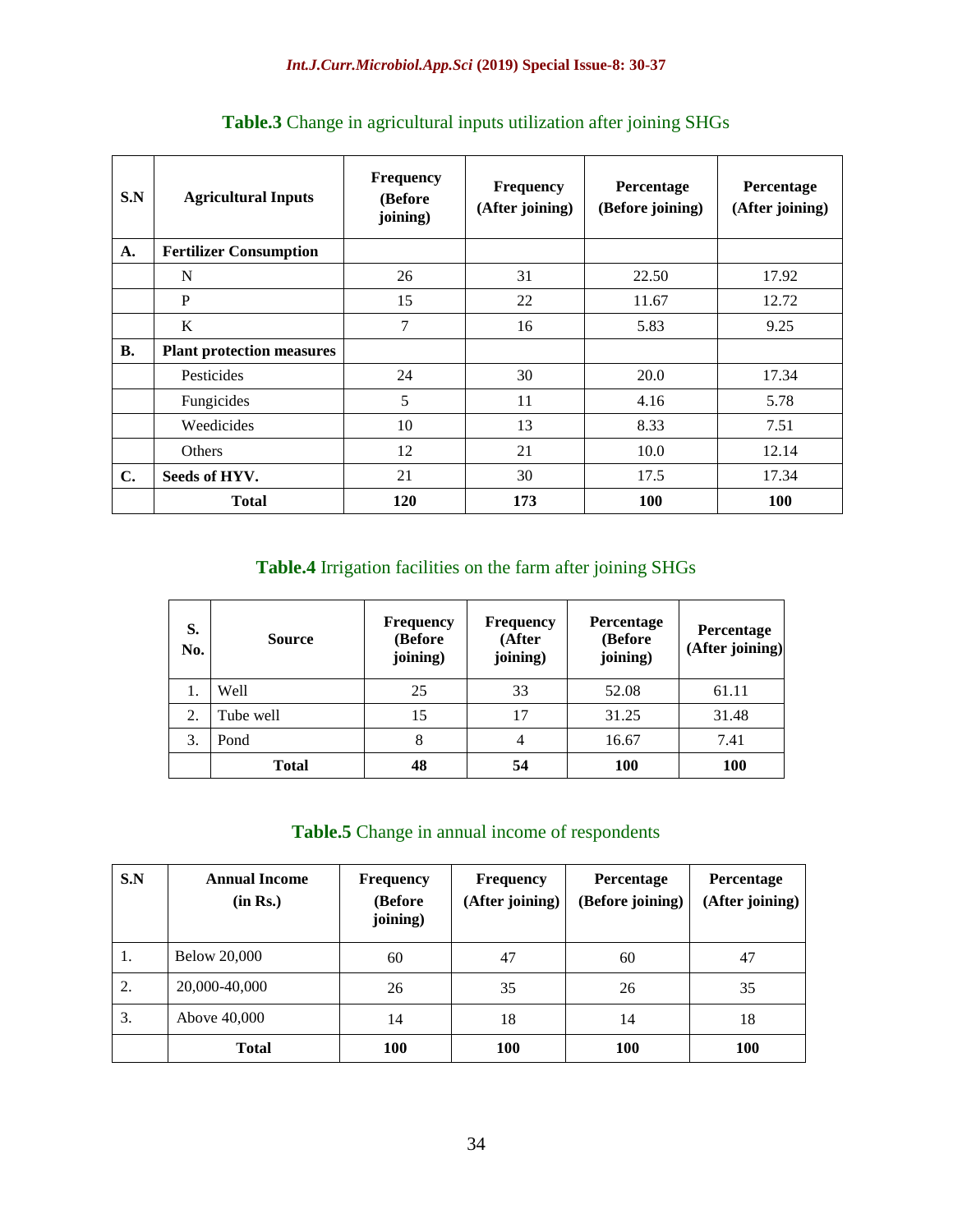**Table.3** Change in agricultural inputs utilization after joining SHGs

| S.N | Agricultural Inputs | Frequency (Before joining) | Frequency (After joining) | Percentage (Before joining) | Percentage (After joining) |
|---|---|---|---|---|---|
| **A.** | **Fertilizer Consumption** | | | | |
| | N | 26 | 31 | 22.50 | 17.92 |
| | P | 15 | 22 | 11.67 | 12.72 |
| | K | 7 | 16 | 5.83 | 9.25 |
| **B.** | **Plant protection measures** | | | | |
| | Pesticides | 24 | 30 | 20.0 | 17.34 |
| | Fungicides | 5 | 11 | 4.16 | 5.78 |
| | Weedicides | 10 | 13 | 8.33 | 7.51 |
| | Others | 12 | 21 | 10.0 | 12.14 |
| **C.** | **Seeds of HYV.** | 21 | 30 | 17.5 | 17.34 |
| | **Total** | **120** | **173** | **100** | **100** |

**Table.4** Irrigation facilities on the farm after joining SHGs

| S. No. | Source | Frequency (Before joining) | Frequency (After joining) | Percentage (Before joining) | Percentage (After joining) |
|---|---|---|---|---|---|
| 1. | Well | 25 | 33 | 52.08 | 61.11 |
| 2. | Tube well | 15 | 17 | 31.25 | 31.48 |
| 3. | Pond | 8 | 4 | 16.67 | 7.41 |
| | **Total** | **48** | **54** | **100** | **100** |

**Table.5** Change in annual income of respondents

| S.N | Annual Income (in Rs.) | Frequency (Before joining) | Frequency (After joining) | Percentage (Before joining) | Percentage (After joining) |
|---|---|---|---|---|---|
| 1. | Below 20,000 | 60 | 47 | 60 | 47 |
| 2. | 20,000-40,000 | 26 | 35 | 26 | 35 |
| 3. | Above 40,000 | 14 | 18 | 14 | 18 |
| | **Total** | **100** | **100** | **100** | **100** |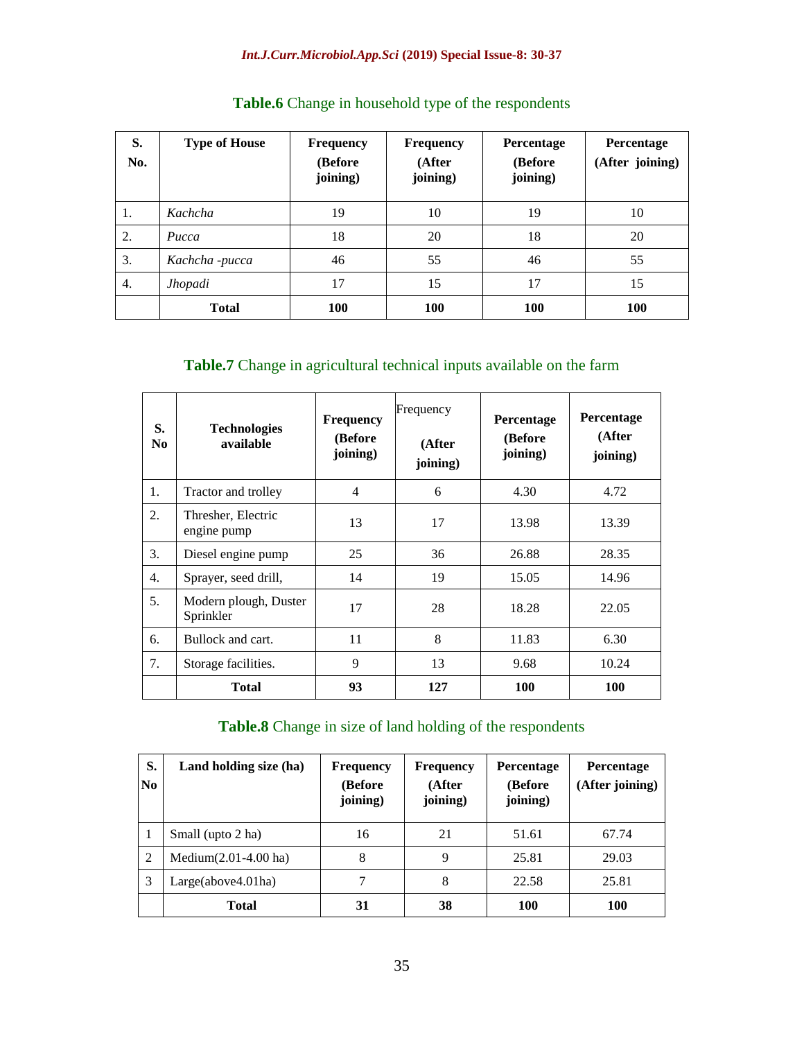**Table.6** Change in household type of the respondents

| S. No. | Type of House | Frequency (Before joining) | Frequency (After joining) | Percentage (Before joining) | Percentage (After joining) |
|---|---|---|---|---|---|
| 1. | *Kachcha* | 19 | 10 | 19 | 10 |
| 2. | *Pucca* | 18 | 20 | 18 | 20 |
| 3. | *Kachcha -pucca* | 46 | 55 | 46 | 55 |
| 4. | *Jhopadi* | 17 | 15 | 17 | 15 |
| | **Total** | **100** | **100** | **100** | **100** |

**Table.7** Change in agricultural technical inputs available on the farm

| S. No | Technologies available | Frequency (Before joining) | Frequency (After joining) | Percentage (Before joining) | Percentage (After joining) |
|---|---|---|---|---|---|
| 1. | Tractor and trolley | 4 | 6 | 4.30 | 4.72 |
| 2. | Thresher, Electric engine pump | 13 | 17 | 13.98 | 13.39 |
| 3. | Diesel engine pump | 25 | 36 | 26.88 | 28.35 |
| 4. | Sprayer, seed drill, | 14 | 19 | 15.05 | 14.96 |
| 5. | Modern plough, Duster Sprinkler | 17 | 28 | 18.28 | 22.05 |
| 6. | Bullock and cart. | 11 | 8 | 11.83 | 6.30 |
| 7. | Storage facilities. | 9 | 13 | 9.68 | 10.24 |
| | **Total** | **93** | **127** | **100** | **100** |

**Table.8** Change in size of land holding of the respondents

| S. No | Land holding size (ha) | Frequency (Before joining) | Frequency (After joining) | Percentage (Before joining) | Percentage (After joining) |
|---|---|---|---|---|---|
| 1 | Small (upto 2 ha) | 16 | 21 | 51.61 | 67.74 |
| 2 | Medium(2.01-4.00 ha) | 8 | 9 | 25.81 | 29.03 |
| 3 | Large(above4.01ha) | 7 | 8 | 22.58 | 25.81 |
| | **Total** | **31** | **38** | **100** | **100** |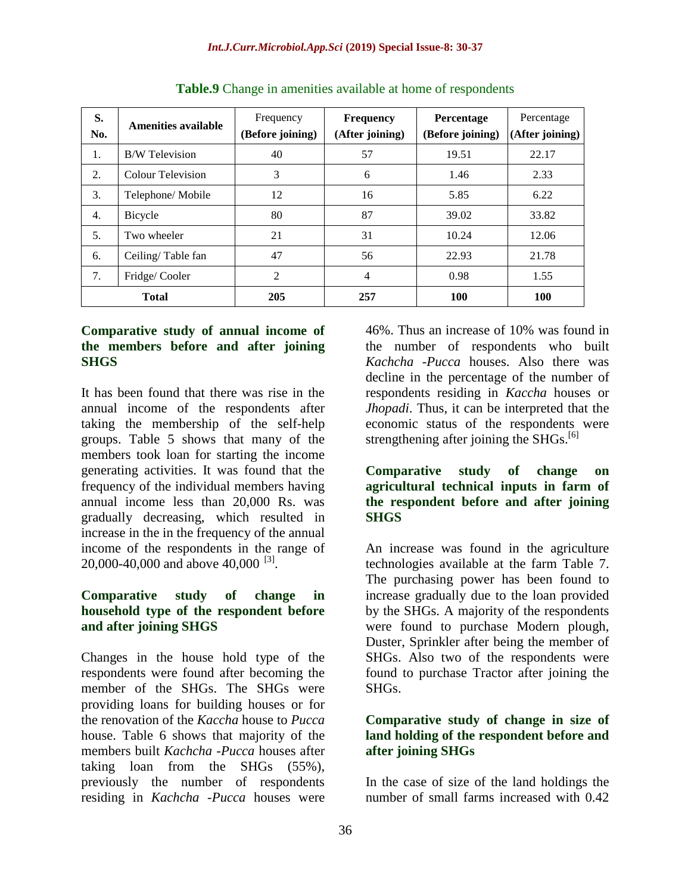**Table.9** Change in amenities available at home of respondents

| S. No. | Amenities available | Frequency (Before joining) | Frequency (After joining) | Percentage (Before joining) | Percentage (After joining) |
|---|---|---|---|---|---|
| 1. | B/W Television | 40 | 57 | 19.51 | 22.17 |
| 2. | Colour Television | 3 | 6 | 1.46 | 2.33 |
| 3. | Telephone/ Mobile | 12 | 16 | 5.85 | 6.22 |
| 4. | Bicycle | 80 | 87 | 39.02 | 33.82 |
| 5. | Two wheeler | 21 | 31 | 10.24 | 12.06 |
| 6. | Ceiling/ Table fan | 47 | 56 | 22.93 | 21.78 |
| 7. | Fridge/ Cooler | 2 | 4 | 0.98 | 1.55 |
| **Total** | | **205** | **257** | **100** | **100** |

### Comparative study of annual income of the members before and after joining SHGS

It has been found that there was rise in the annual income of the respondents after taking the membership of the self-help groups. Table 5 shows that many of the members took loan for starting the income generating activities. It was found that the frequency of the individual members having annual income less than 20,000 Rs. was gradually decreasing, which resulted in increase in the in the frequency of the annual income of the respondents in the range of 20,000-40,000 and above 40,000 [3].

### Comparative study of change in household type of the respondent before and after joining SHGS

Changes in the house hold type of the respondents were found after becoming the member of the SHGs. The SHGs were providing loans for building houses or for the renovation of the *Kaccha* house to *Pucca* house. Table 6 shows that majority of the members built *Kachcha -Pucca* houses after taking loan from the SHGs (55%), previously the number of respondents residing in *Kachcha -Pucca* houses were 46%. Thus an increase of 10% was found in the number of respondents who built *Kachcha -Pucca* houses. Also there was decline in the percentage of the number of respondents residing in *Kaccha* houses or *Jhopadi*. Thus, it can be interpreted that the economic status of the respondents were strengthening after joining the SHGs.[6]

### Comparative study of change on agricultural technical inputs in farm of the respondent before and after joining SHGS

An increase was found in the agriculture technologies available at the farm Table 7. The purchasing power has been found to increase gradually due to the loan provided by the SHGs. A majority of the respondents were found to purchase Modern plough, Duster, Sprinkler after being the member of SHGs. Also two of the respondents were found to purchase Tractor after joining the SHGs.

### Comparative study of change in size of land holding of the respondent before and after joining SHGs

In the case of size of the land holdings the number of small farms increased with 0.42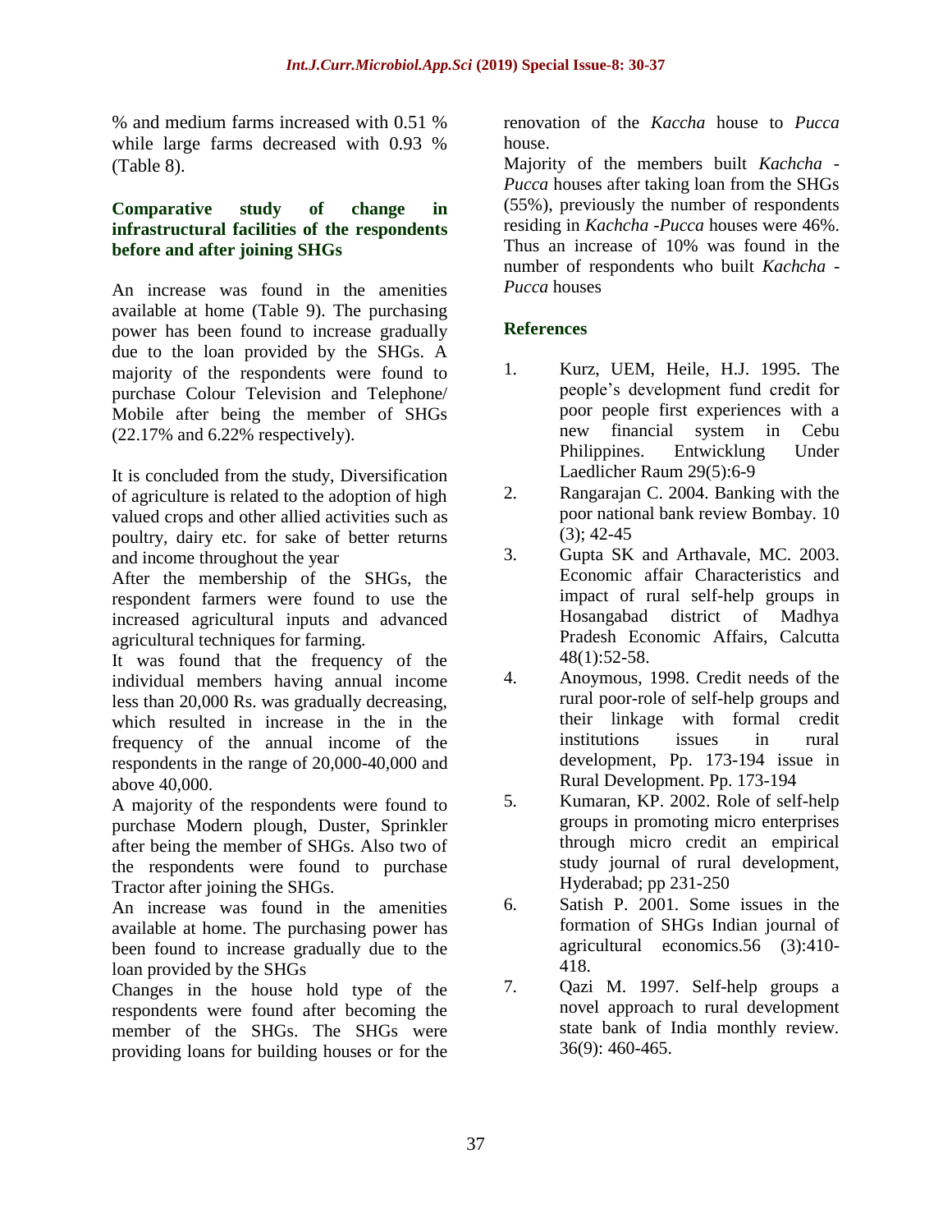% and medium farms increased with 0.51 % while large farms decreased with 0.93 % (Table 8).

### Comparative study of change in infrastructural facilities of the respondents before and after joining SHGs

An increase was found in the amenities available at home (Table 9). The purchasing power has been found to increase gradually due to the loan provided by the SHGs. A majority of the respondents were found to purchase Colour Television and Telephone/ Mobile after being the member of SHGs (22.17% and 6.22% respectively).

It is concluded from the study, Diversification of agriculture is related to the adoption of high valued crops and other allied activities such as poultry, dairy etc. for sake of better returns and income throughout the year

After the membership of the SHGs, the respondent farmers were found to use the increased agricultural inputs and advanced agricultural techniques for farming.

It was found that the frequency of the individual members having annual income less than 20,000 Rs. was gradually decreasing, which resulted in increase in the in the frequency of the annual income of the respondents in the range of 20,000-40,000 and above 40,000.

A majority of the respondents were found to purchase Modern plough, Duster, Sprinkler after being the member of SHGs. Also two of the respondents were found to purchase Tractor after joining the SHGs.

An increase was found in the amenities available at home. The purchasing power has been found to increase gradually due to the loan provided by the SHGs

Changes in the house hold type of the respondents were found after becoming the member of the SHGs. The SHGs were providing loans for building houses or for the renovation of the *Kaccha* house to *Pucca* house.

Majority of the members built *Kachcha -Pucca* houses after taking loan from the SHGs (55%), previously the number of respondents residing in *Kachcha -Pucca* houses were 46%. Thus an increase of 10% was found in the number of respondents who built *Kachcha -Pucca* houses

## References

1. Kurz, UEM, Heile, H.J. 1995. The people's development fund credit for poor people first experiences with a new financial system in Cebu Philippines. Entwicklung Under Laedlicher Raum 29(5):6-9
2. Rangarajan C. 2004. Banking with the poor national bank review Bombay. 10 (3); 42-45
3. Gupta SK and Arthavale, MC. 2003. Economic affair Characteristics and impact of rural self-help groups in Hosangabad district of Madhya Pradesh Economic Affairs, Calcutta 48(1):52-58.
4. Anoymous, 1998. Credit needs of the rural poor-role of self-help groups and their linkage with formal credit institutions issues in rural development, Pp. 173-194 issue in Rural Development. Pp. 173-194
5. Kumaran, KP. 2002. Role of self-help groups in promoting micro enterprises through micro credit an empirical study journal of rural development, Hyderabad; pp 231-250
6. Satish P. 2001. Some issues in the formation of SHGs Indian journal of agricultural economics.56 (3):410-418.
7. Qazi M. 1997. Self-help groups a novel approach to rural development state bank of India monthly review. 36(9): 460-465.